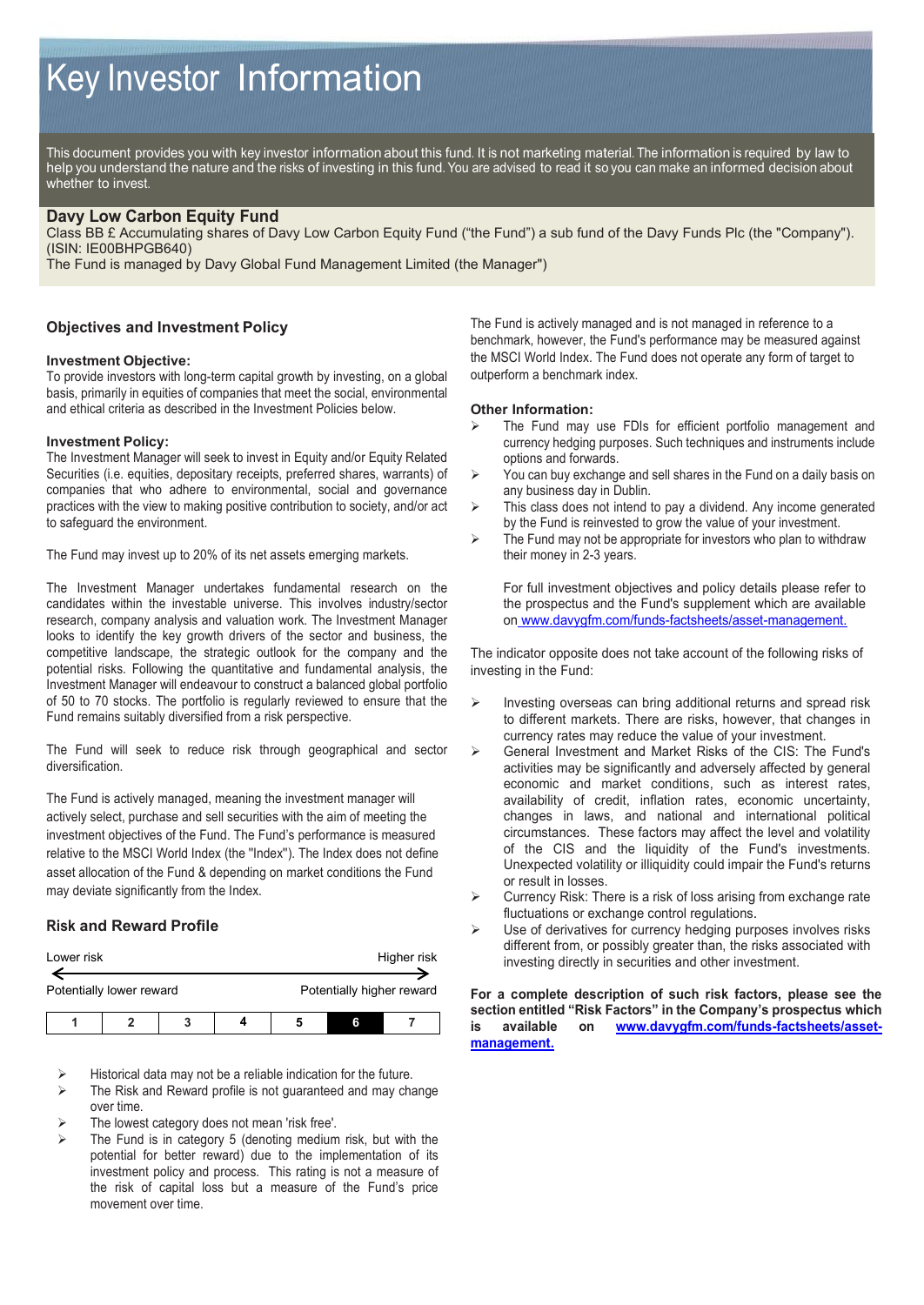# Key Investor Information

This document provides you with key investor information about this fund. It is not marketing material. The information is required by law to help you understand the nature and the risks of investing in this fund. You are advised to read it so you can make an informed decision about whether to invest.

## Davy Low Carbon Equity Fund

Class BB £ Accumulating shares of Davy Low Carbon Equity Fund ("the Fund") a sub fund of the Davy Funds Plc (the "Company"). (ISIN: IE00BHPGB640)

The Fund is managed by Davy Global Fund Management Limited (the Manager")

### Objectives and Investment Policy

**Investment Objective:**

To provide investors with long-term capital growth by investing, on a global basis, primarily in equities of companies that meet the social, environmental and ethical criteria as described in the Investment Policies below.

**Investment Policy:**

The Investment Manager will seek to invest in Equity and/or Equity Related Securities (i.e. equities, depositary receipts, preferred shares, warrants) of companies that who adhere to environmental, social and governance practices with the view to making positive contribution to society, and/or act to safeguard the environment.

The Fund may invest up to 20% of its net assets emerging markets.

The Investment Manager undertakes fundamental research on the candidates within the investable universe. This involves industry/sector research, company analysis and valuation work. The Investment Manager looks to identify the key growth drivers of the sector and business, the competitive landscape, the strategic outlook for the company and the potential risks. Following the quantitative and fundamental analysis, the Investment Manager will endeavour to construct a balanced global portfolio of 50 to 70 stocks. The portfolio is regularly reviewed to ensure that the Fund remains suitably diversified from a risk perspective.

The Fund will seek to reduce risk through geographical and sector diversification.

The Fund is actively managed, meaning the investment manager will actively select, purchase and sell securities with the aim of meeting the investment objectives of the Fund. The Fund's performance is measured relative to the MSCI World Index (the "Index"). The Index does not define asset allocation of the Fund & depending on market conditions the Fund may deviate significantly from the Index.

The Fund is actively managed and is not managed in reference to a benchmark, however, the Fund's performance may be measured against the MSCI World Index. The Fund does not operate any form of target to outperform a benchmark index.

**Other Information:**

- The Fund may use FDIs for efficient portfolio management and currency hedging purposes. Such techniques and instruments include options and forwards.
- You can buy exchange and sell shares in the Fund on a daily basis on any business day in Dublin.
- This class does not intend to pay a dividend. Any income generated by the Fund is reinvested to grow the value of your investment.
- The Fund may not be appropriate for investors who plan to withdraw their money in 2-3 years.

  For full investment objectives and policy details please refer to the prospectus and the Fund's supplement which are available on [www.davygfm.com/funds-factsheets/asset-management.](www.davygfm.com/funds-factsheets/asset-management)

### Risk and Reward Profile

| Lower risk | | | | | | Higher risk |
|---|---|---|---|---|---|---|
| Potentially lower reward | | | | | | Potentially higher reward |
| 1 | 2 | 3 | 4 | 5 | **6** | 7 |

- Historical data may not be a reliable indication for the future.
- The Risk and Reward profile is not guaranteed and may change over time.
- The lowest category does not mean 'risk free'.
- The Fund is in category 5 (denoting medium risk, but with the potential for better reward) due to the implementation of its investment policy and process. This rating is not a measure of the risk of capital loss but a measure of the Fund's price movement over time.

The indicator opposite does not take account of the following risks of investing in the Fund:

- Investing overseas can bring additional returns and spread risk to different markets. There are risks, however, that changes in currency rates may reduce the value of your investment.
- General Investment and Market Risks of the CIS: The Fund's activities may be significantly and adversely affected by general economic and market conditions, such as interest rates, availability of credit, inflation rates, economic uncertainty, changes in laws, and national and international political circumstances. These factors may affect the level and volatility of the CIS and the liquidity of the Fund's investments. Unexpected volatility or illiquidity could impair the Fund's returns or result in losses.
- Currency Risk: There is a risk of loss arising from exchange rate fluctuations or exchange control regulations.
- Use of derivatives for currency hedging purposes involves risks different from, or possibly greater than, the risks associated with investing directly in securities and other investment.

**For a complete description of such risk factors, please see the section entitled "Risk Factors" in the Company's prospectus which is available on [www.davygfm.com/funds-factsheets/asset-management.](www.davygfm.com/funds-factsheets/asset-management)**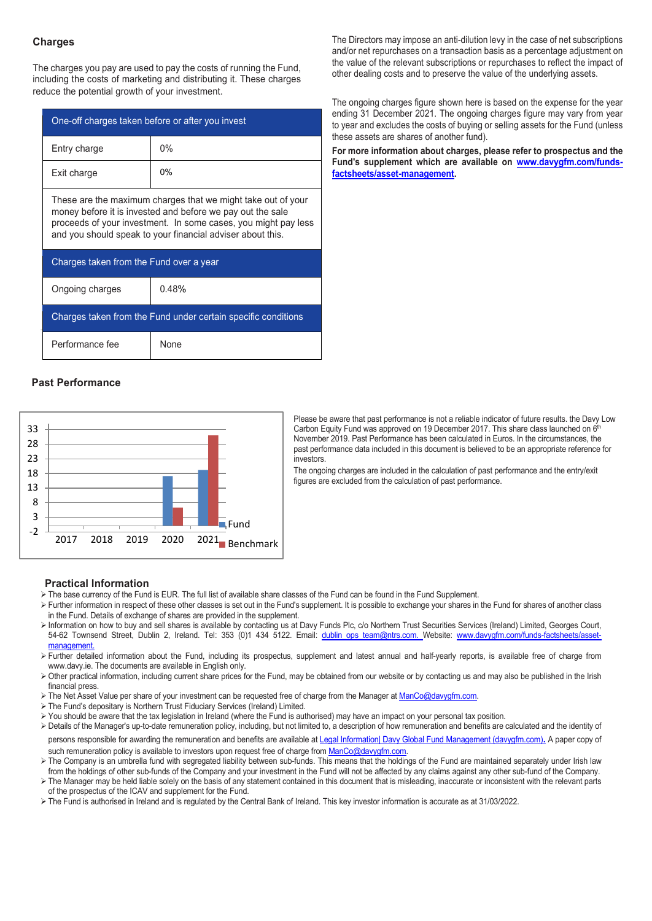## Charges

The charges you pay are used to pay the costs of running the Fund, including the costs of marketing and distributing it. These charges reduce the potential growth of your investment.

| One-off charges taken before or after you invest | |
|---|---|
| Entry charge | 0% |
| Exit charge | 0% |
| These are the maximum charges that we might take out of your money before it is invested and before we pay out the sale proceeds of your investment. In some cases, you might pay less and you should speak to your financial adviser about this. | |
| **Charges taken from the Fund over a year** | |
| Ongoing charges | 0.48% |
| **Charges taken from the Fund under certain specific conditions** | |
| Performance fee | None |

The Directors may impose an anti-dilution levy in the case of net subscriptions and/or net repurchases on a transaction basis as a percentage adjustment on the value of the relevant subscriptions or repurchases to reflect the impact of other dealing costs and to preserve the value of the underlying assets.

The ongoing charges figure shown here is based on the expense for the year ending 31 December 2021. The ongoing charges figure may vary from year to year and excludes the costs of buying or selling assets for the Fund (unless these assets are shares of another fund).

**For more information about charges, please refer to prospectus and the Fund's supplement which are available on www.davygfm.com/funds-factsheets/asset-management.**

## Past Performance

33
28
23
18
13
8
3
-2
2017 2018 2019 2020 2021
Fund
Benchmark

Please be aware that past performance is not a reliable indicator of future results. the Davy Low Carbon Equity Fund was approved on 19 December 2017. This share class launched on 6th November 2019. Past Performance has been calculated in Euros. In the circumstances, the past performance data included in this document is believed to be an appropriate reference for investors.

The ongoing charges are included in the calculation of past performance and the entry/exit figures are excluded from the calculation of past performance.

## Practical Information

- The base currency of the Fund is EUR. The full list of available share classes of the Fund can be found in the Fund Supplement.
- Further information in respect of these other classes is set out in the Fund's supplement. It is possible to exchange your shares in the Fund for shares of another class in the Fund. Details of exchange of shares are provided in the supplement.
- Information on how to buy and sell shares is available by contacting us at Davy Funds Plc, c/o Northern Trust Securities Services (Ireland) Limited, Georges Court, 54-62 Townsend Street, Dublin 2, Ireland. Tel: 353 (0)1 434 5122. Email: dublin_ops_team@ntrs.com. Website: www.davygfm.com/funds-factsheets/asset-management.
- Further detailed information about the Fund, including its prospectus, supplement and latest annual and half-yearly reports, is available free of charge from www.davy.ie. The documents are available in English only.
- Other practical information, including current share prices for the Fund, may be obtained from our website or by contacting us and may also be published in the Irish financial press.
- The Net Asset Value per share of your investment can be requested free of charge from the Manager at ManCo@davygfm.com.
- The Fund's depositary is Northern Trust Fiduciary Services (Ireland) Limited.
- You should be aware that the tax legislation in Ireland (where the Fund is authorised) may have an impact on your personal tax position.
- Details of the Manager's up-to-date remuneration policy, including, but not limited to, a description of how remuneration and benefits are calculated and the identity of persons responsible for awarding the remuneration and benefits are available at Legal Information| Davy Global Fund Management (davygfm.com). A paper copy of such remuneration policy is available to investors upon request free of charge from ManCo@davygfm.com.
- The Company is an umbrella fund with segregated liability between sub-funds. This means that the holdings of the Fund are maintained separately under Irish law from the holdings of other sub-funds of the Company and your investment in the Fund will not be affected by any claims against any other sub-fund of the Company.
- The Manager may be held liable solely on the basis of any statement contained in this document that is misleading, inaccurate or inconsistent with the relevant parts of the prospectus of the ICAV and supplement for the Fund.
- The Fund is authorised in Ireland and is regulated by the Central Bank of Ireland. This key investor information is accurate as at 31/03/2022.